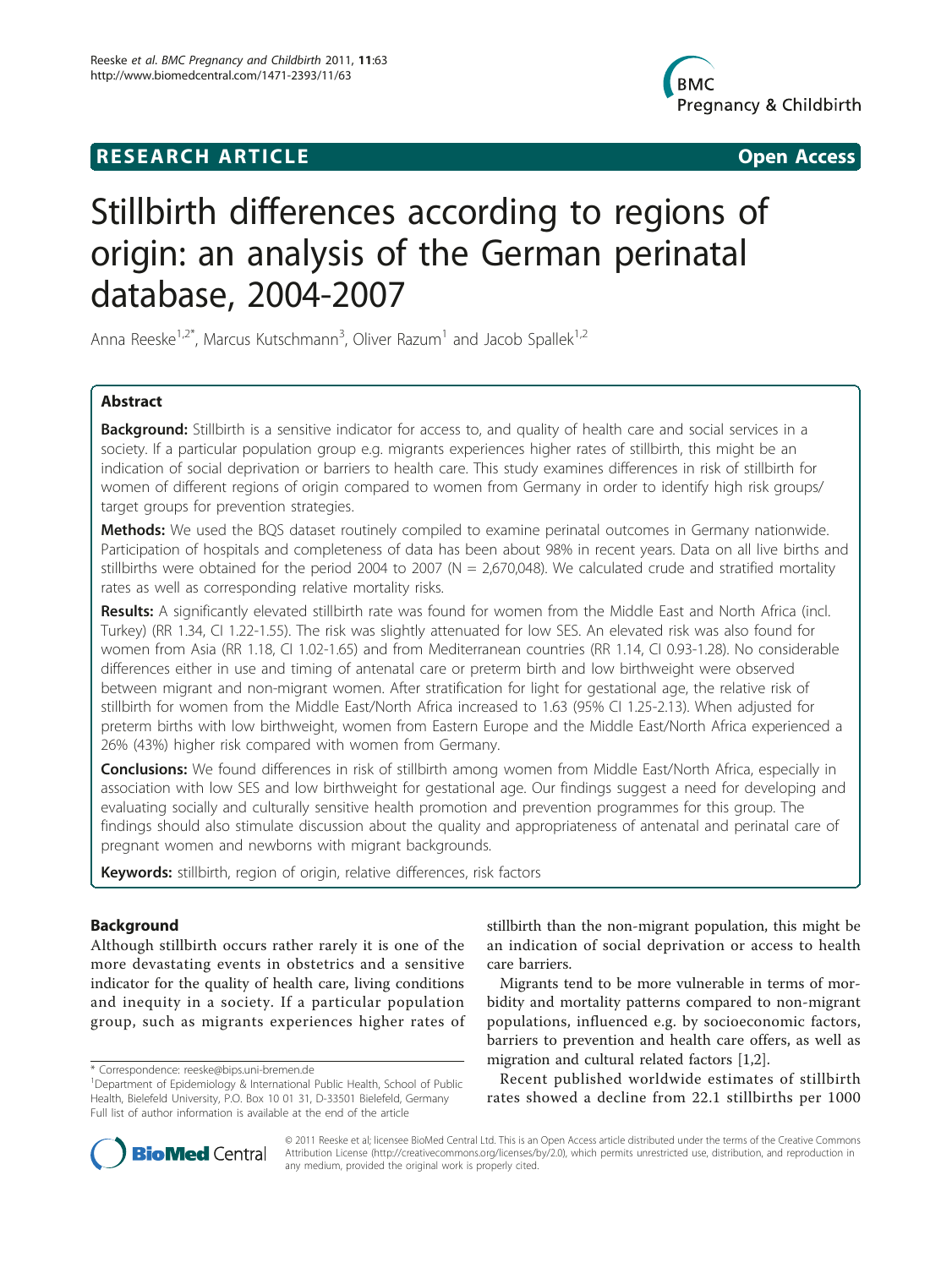**RESEARCH ARTICLE** **Open Access**

# Stillbirth differences according to regions of origin: an analysis of the German perinatal database, 2004-2007

Anna Reeske[1,2*], Marcus Kutschmann[3], Oliver Razum[1] and Jacob Spallek[1,2]

## Abstract

**Background:** Stillbirth is a sensitive indicator for access to, and quality of health care and social services in a society. If a particular population group e.g. migrants experiences higher rates of stillbirth, this might be an indication of social deprivation or barriers to health care. This study examines differences in risk of stillbirth for women of different regions of origin compared to women from Germany in order to identify high risk groups/ target groups for prevention strategies.

**Methods:** We used the BQS dataset routinely compiled to examine perinatal outcomes in Germany nationwide. Participation of hospitals and completeness of data has been about 98% in recent years. Data on all live births and stillbirths were obtained for the period 2004 to 2007 (N = 2,670,048). We calculated crude and stratified mortality rates as well as corresponding relative mortality risks.

**Results:** A significantly elevated stillbirth rate was found for women from the Middle East and North Africa (incl. Turkey) (RR 1.34, CI 1.22-1.55). The risk was slightly attenuated for low SES. An elevated risk was also found for women from Asia (RR 1.18, CI 1.02-1.65) and from Mediterranean countries (RR 1.14, CI 0.93-1.28). No considerable differences either in use and timing of antenatal care or preterm birth and low birthweight were observed between migrant and non-migrant women. After stratification for light for gestational age, the relative risk of stillbirth for women from the Middle East/North Africa increased to 1.63 (95% CI 1.25-2.13). When adjusted for preterm births with low birthweight, women from Eastern Europe and the Middle East/North Africa experienced a 26% (43%) higher risk compared with women from Germany.

**Conclusions:** We found differences in risk of stillbirth among women from Middle East/North Africa, especially in association with low SES and low birthweight for gestational age. Our findings suggest a need for developing and evaluating socially and culturally sensitive health promotion and prevention programmes for this group. The findings should also stimulate discussion about the quality and appropriateness of antenatal and perinatal care of pregnant women and newborns with migrant backgrounds.

**Keywords:** stillbirth, region of origin, relative differences, risk factors

## Background

Although stillbirth occurs rather rarely it is one of the more devastating events in obstetrics and a sensitive indicator for the quality of health care, living conditions and inequity in a society. If a particular population group, such as migrants experiences higher rates of stillbirth than the non-migrant population, this might be an indication of social deprivation or access to health care barriers.

Migrants tend to be more vulnerable in terms of morbidity and mortality patterns compared to non-migrant populations, influenced e.g. by socioeconomic factors, barriers to prevention and health care offers, as well as migration and cultural related factors [1,2].

Recent published worldwide estimates of stillbirth rates showed a decline from 22.1 stillbirths per 1000

\* Correspondence: reeske@bips.uni-bremen.de
[1]Department of Epidemiology & International Public Health, School of Public Health, Bielefeld University, P.O. Box 10 01 31, D-33501 Bielefeld, Germany
Full list of author information is available at the end of the article

© 2011 Reeske et al; licensee BioMed Central Ltd. This is an Open Access article distributed under the terms of the Creative Commons Attribution License (http://creativecommons.org/licenses/by/2.0), which permits unrestricted use, distribution, and reproduction in any medium, provided the original work is properly cited.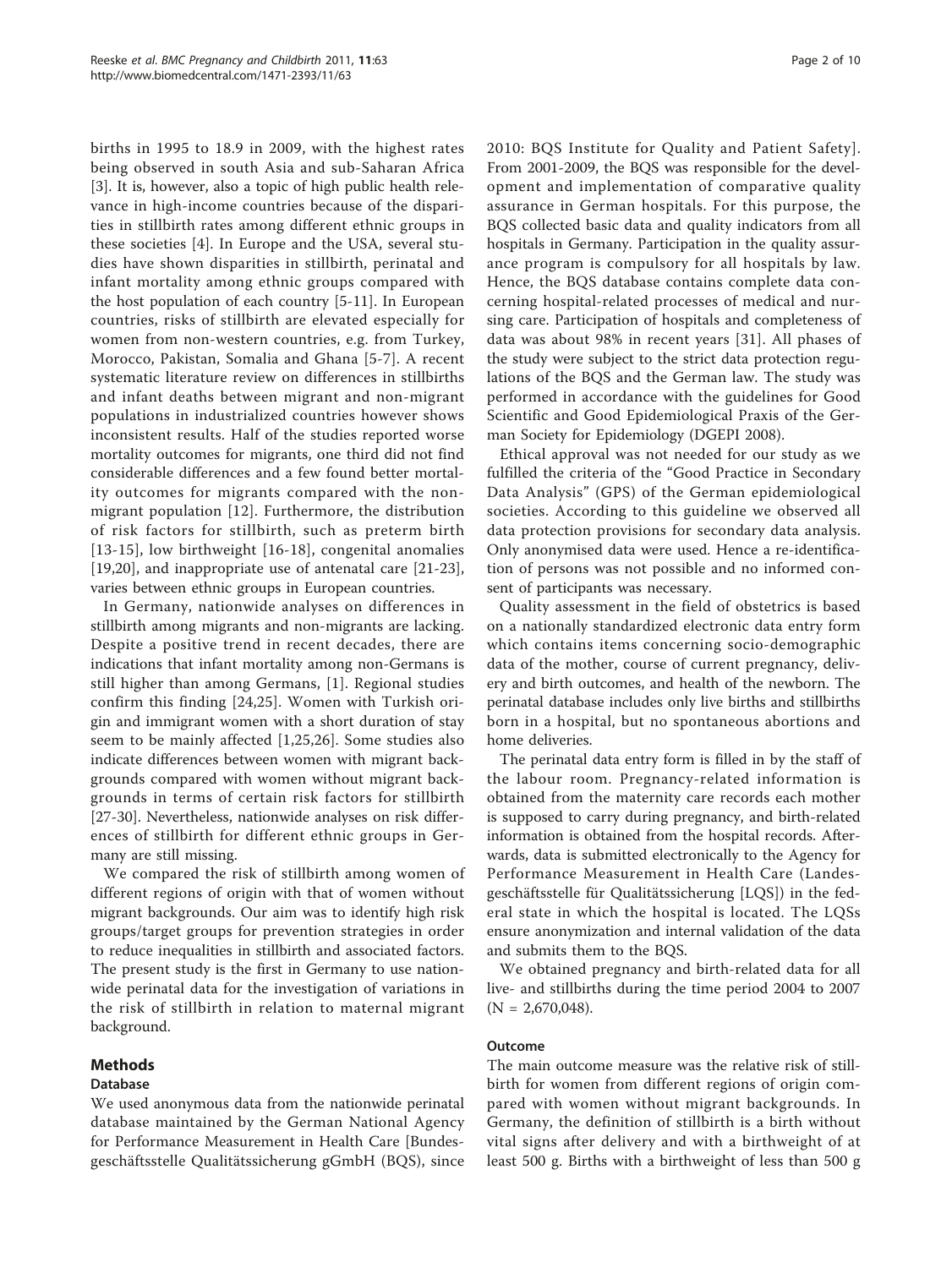births in 1995 to 18.9 in 2009, with the highest rates being observed in south Asia and sub-Saharan Africa [3]. It is, however, also a topic of high public health relevance in high-income countries because of the disparities in stillbirth rates among different ethnic groups in these societies [4]. In Europe and the USA, several studies have shown disparities in stillbirth, perinatal and infant mortality among ethnic groups compared with the host population of each country [5-11]. In European countries, risks of stillbirth are elevated especially for women from non-western countries, e.g. from Turkey, Morocco, Pakistan, Somalia and Ghana [5-7]. A recent systematic literature review on differences in stillbirths and infant deaths between migrant and non-migrant populations in industrialized countries however shows inconsistent results. Half of the studies reported worse mortality outcomes for migrants, one third did not find considerable differences and a few found better mortality outcomes for migrants compared with the non-migrant population [12]. Furthermore, the distribution of risk factors for stillbirth, such as preterm birth [13-15], low birthweight [16-18], congenital anomalies [19,20], and inappropriate use of antenatal care [21-23], varies between ethnic groups in European countries.

In Germany, nationwide analyses on differences in stillbirth among migrants and non-migrants are lacking. Despite a positive trend in recent decades, there are indications that infant mortality among non-Germans is still higher than among Germans, [1]. Regional studies confirm this finding [24,25]. Women with Turkish origin and immigrant women with a short duration of stay seem to be mainly affected [1,25,26]. Some studies also indicate differences between women with migrant backgrounds compared with women without migrant backgrounds in terms of certain risk factors for stillbirth [27-30]. Nevertheless, nationwide analyses on risk differences of stillbirth for different ethnic groups in Germany are still missing.

We compared the risk of stillbirth among women of different regions of origin with that of women without migrant backgrounds. Our aim was to identify high risk groups/target groups for prevention strategies in order to reduce inequalities in stillbirth and associated factors. The present study is the first in Germany to use nationwide perinatal data for the investigation of variations in the risk of stillbirth in relation to maternal migrant background.

## Methods

### Database

We used anonymous data from the nationwide perinatal database maintained by the German National Agency for Performance Measurement in Health Care [Bundesgeschäftsstelle Qualitätssicherung gGmbH (BQS), since 2010: BQS Institute for Quality and Patient Safety]. From 2001-2009, the BQS was responsible for the development and implementation of comparative quality assurance in German hospitals. For this purpose, the BQS collected basic data and quality indicators from all hospitals in Germany. Participation in the quality assurance program is compulsory for all hospitals by law. Hence, the BQS database contains complete data concerning hospital-related processes of medical and nursing care. Participation of hospitals and completeness of data was about 98% in recent years [31]. All phases of the study were subject to the strict data protection regulations of the BQS and the German law. The study was performed in accordance with the guidelines for Good Scientific and Good Epidemiological Praxis of the German Society for Epidemiology (DGEPI 2008).

Ethical approval was not needed for our study as we fulfilled the criteria of the "Good Practice in Secondary Data Analysis" (GPS) of the German epidemiological societies. According to this guideline we observed all data protection provisions for secondary data analysis. Only anonymised data were used. Hence a re-identification of persons was not possible and no informed consent of participants was necessary.

Quality assessment in the field of obstetrics is based on a nationally standardized electronic data entry form which contains items concerning socio-demographic data of the mother, course of current pregnancy, delivery and birth outcomes, and health of the newborn. The perinatal database includes only live births and stillbirths born in a hospital, but no spontaneous abortions and home deliveries.

The perinatal data entry form is filled in by the staff of the labour room. Pregnancy-related information is obtained from the maternity care records each mother is supposed to carry during pregnancy, and birth-related information is obtained from the hospital records. Afterwards, data is submitted electronically to the Agency for Performance Measurement in Health Care (Landesgeschäftsstelle für Qualitätssicherung [LQS]) in the federal state in which the hospital is located. The LQSs ensure anonymization and internal validation of the data and submits them to the BQS.

We obtained pregnancy and birth-related data for all live- and stillbirths during the time period 2004 to 2007 (N = 2,670,048).

### Outcome

The main outcome measure was the relative risk of stillbirth for women from different regions of origin compared with women without migrant backgrounds. In Germany, the definition of stillbirth is a birth without vital signs after delivery and with a birthweight of at least 500 g. Births with a birthweight of less than 500 g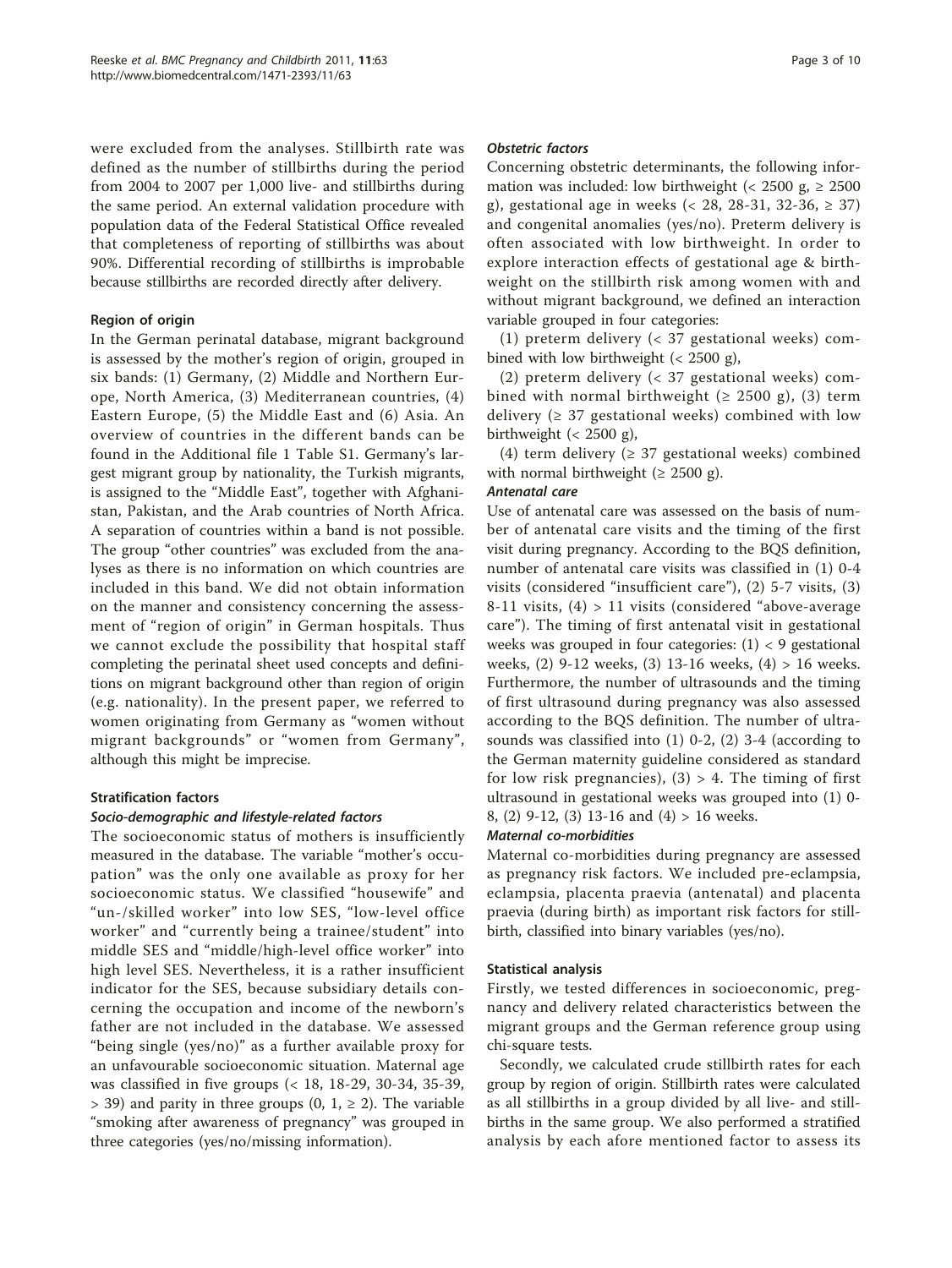were excluded from the analyses. Stillbirth rate was defined as the number of stillbirths during the period from 2004 to 2007 per 1,000 live- and stillbirths during the same period. An external validation procedure with population data of the Federal Statistical Office revealed that completeness of reporting of stillbirths was about 90%. Differential recording of stillbirths is improbable because stillbirths are recorded directly after delivery.

### Region of origin

In the German perinatal database, migrant background is assessed by the mother's region of origin, grouped in six bands: (1) Germany, (2) Middle and Northern Europe, North America, (3) Mediterranean countries, (4) Eastern Europe, (5) the Middle East and (6) Asia. An overview of countries in the different bands can be found in the Additional file 1 Table S1. Germany's largest migrant group by nationality, the Turkish migrants, is assigned to the "Middle East", together with Afghanistan, Pakistan, and the Arab countries of North Africa. A separation of countries within a band is not possible. The group "other countries" was excluded from the analyses as there is no information on which countries are included in this band. We did not obtain information on the manner and consistency concerning the assessment of "region of origin" in German hospitals. Thus we cannot exclude the possibility that hospital staff completing the perinatal sheet used concepts and definitions on migrant background other than region of origin (e.g. nationality). In the present paper, we referred to women originating from Germany as "women without migrant backgrounds" or "women from Germany", although this might be imprecise.

### Stratification factors

#### *Socio-demographic and lifestyle-related factors*

The socioeconomic status of mothers is insufficiently measured in the database. The variable "mother's occupation" was the only one available as proxy for her socioeconomic status. We classified "housewife" and "un-/skilled worker" into low SES, "low-level office worker" and "currently being a trainee/student" into middle SES and "middle/high-level office worker" into high level SES. Nevertheless, it is a rather insufficient indicator for the SES, because subsidiary details concerning the occupation and income of the newborn's father are not included in the database. We assessed "being single (yes/no)" as a further available proxy for an unfavourable socioeconomic situation. Maternal age was classified in five groups (< 18, 18-29, 30-34, 35-39, > 39) and parity in three groups (0, 1, ≥ 2). The variable "smoking after awareness of pregnancy" was grouped in three categories (yes/no/missing information).

#### *Obstetric factors*

Concerning obstetric determinants, the following information was included: low birthweight (< 2500 g, ≥ 2500 g), gestational age in weeks (< 28, 28-31, 32-36, ≥ 37) and congenital anomalies (yes/no). Preterm delivery is often associated with low birthweight. In order to explore interaction effects of gestational age & birthweight on the stillbirth risk among women with and without migrant background, we defined an interaction variable grouped in four categories:

(1) preterm delivery (< 37 gestational weeks) combined with low birthweight (< 2500 g),

(2) preterm delivery (< 37 gestational weeks) combined with normal birthweight (≥ 2500 g), (3) term delivery (≥ 37 gestational weeks) combined with low birthweight (< 2500 g),

(4) term delivery (≥ 37 gestational weeks) combined with normal birthweight (≥ 2500 g).

#### *Antenatal care*

Use of antenatal care was assessed on the basis of number of antenatal care visits and the timing of the first visit during pregnancy. According to the BQS definition, number of antenatal care visits was classified in (1) 0-4 visits (considered "insufficient care"), (2) 5-7 visits, (3) 8-11 visits, (4) > 11 visits (considered "above-average care"). The timing of first antenatal visit in gestational weeks was grouped in four categories: (1) < 9 gestational weeks, (2) 9-12 weeks, (3) 13-16 weeks, (4) > 16 weeks. Furthermore, the number of ultrasounds and the timing of first ultrasound during pregnancy was also assessed according to the BQS definition. The number of ultrasounds was classified into (1) 0-2, (2) 3-4 (according to the German maternity guideline considered as standard for low risk pregnancies), (3) > 4. The timing of first ultrasound in gestational weeks was grouped into (1) 0-8, (2) 9-12, (3) 13-16 and (4) > 16 weeks.

#### *Maternal co-morbidities*

Maternal co-morbidities during pregnancy are assessed as pregnancy risk factors. We included pre-eclampsia, eclampsia, placenta praevia (antenatal) and placenta praevia (during birth) as important risk factors for stillbirth, classified into binary variables (yes/no).

### Statistical analysis

Firstly, we tested differences in socioeconomic, pregnancy and delivery related characteristics between the migrant groups and the German reference group using chi-square tests.

Secondly, we calculated crude stillbirth rates for each group by region of origin. Stillbirth rates were calculated as all stillbirths in a group divided by all live- and stillbirths in the same group. We also performed a stratified analysis by each afore mentioned factor to assess its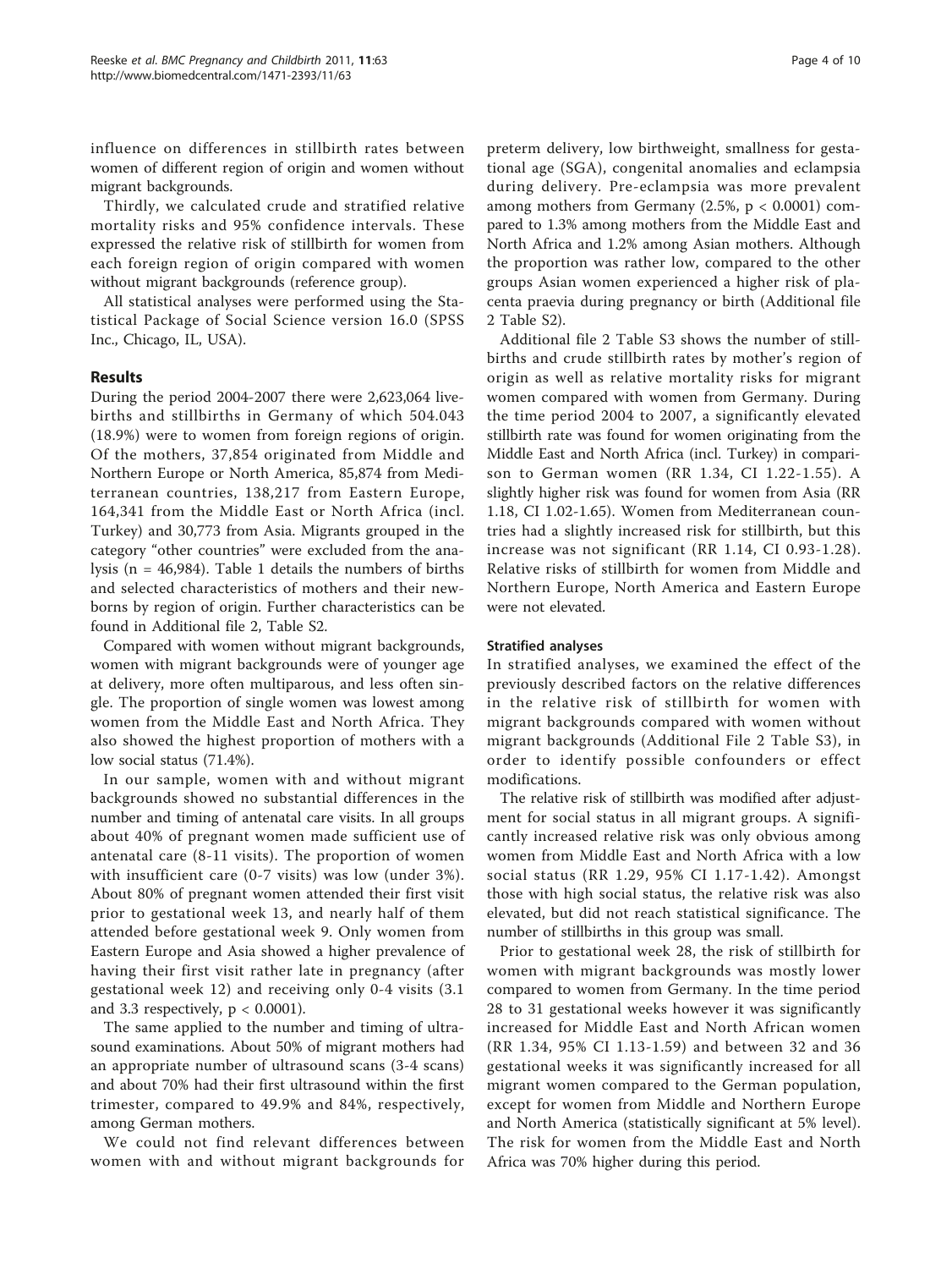influence on differences in stillbirth rates between women of different region of origin and women without migrant backgrounds.

Thirdly, we calculated crude and stratified relative mortality risks and 95% confidence intervals. These expressed the relative risk of stillbirth for women from each foreign region of origin compared with women without migrant backgrounds (reference group).

All statistical analyses were performed using the Statistical Package of Social Science version 16.0 (SPSS Inc., Chicago, IL, USA).

## Results

During the period 2004-2007 there were 2,623,064 livebirths and stillbirths in Germany of which 504.043 (18.9%) were to women from foreign regions of origin. Of the mothers, 37,854 originated from Middle and Northern Europe or North America, 85,874 from Mediterranean countries, 138,217 from Eastern Europe, 164,341 from the Middle East or North Africa (incl. Turkey) and 30,773 from Asia. Migrants grouped in the category "other countries" were excluded from the analysis (n = 46,984). Table 1 details the numbers of births and selected characteristics of mothers and their newborns by region of origin. Further characteristics can be found in Additional file 2, Table S2.

Compared with women without migrant backgrounds, women with migrant backgrounds were of younger age at delivery, more often multiparous, and less often single. The proportion of single women was lowest among women from the Middle East and North Africa. They also showed the highest proportion of mothers with a low social status (71.4%).

In our sample, women with and without migrant backgrounds showed no substantial differences in the number and timing of antenatal care visits. In all groups about 40% of pregnant women made sufficient use of antenatal care (8-11 visits). The proportion of women with insufficient care (0-7 visits) was low (under 3%). About 80% of pregnant women attended their first visit prior to gestational week 13, and nearly half of them attended before gestational week 9. Only women from Eastern Europe and Asia showed a higher prevalence of having their first visit rather late in pregnancy (after gestational week 12) and receiving only 0-4 visits (3.1 and 3.3 respectively, $p < 0.0001$).

The same applied to the number and timing of ultrasound examinations. About 50% of migrant mothers had an appropriate number of ultrasound scans (3-4 scans) and about 70% had their first ultrasound within the first trimester, compared to 49.9% and 84%, respectively, among German mothers.

We could not find relevant differences between women with and without migrant backgrounds for preterm delivery, low birthweight, smallness for gestational age (SGA), congenital anomalies and eclampsia during delivery. Pre-eclampsia was more prevalent among mothers from Germany (2.5%, $p < 0.0001$) compared to 1.3% among mothers from the Middle East and North Africa and 1.2% among Asian mothers. Although the proportion was rather low, compared to the other groups Asian women experienced a higher risk of placenta praevia during pregnancy or birth (Additional file 2 Table S2).

Additional file 2 Table S3 shows the number of stillbirths and crude stillbirth rates by mother's region of origin as well as relative mortality risks for migrant women compared with women from Germany. During the time period 2004 to 2007, a significantly elevated stillbirth rate was found for women originating from the Middle East and North Africa (incl. Turkey) in comparison to German women (RR 1.34, CI 1.22-1.55). A slightly higher risk was found for women from Asia (RR 1.18, CI 1.02-1.65). Women from Mediterranean countries had a slightly increased risk for stillbirth, but this increase was not significant (RR 1.14, CI 0.93-1.28). Relative risks of stillbirth for women from Middle and Northern Europe, North America and Eastern Europe were not elevated.

### Stratified analyses

In stratified analyses, we examined the effect of the previously described factors on the relative differences in the relative risk of stillbirth for women with migrant backgrounds compared with women without migrant backgrounds (Additional File 2 Table S3), in order to identify possible confounders or effect modifications.

The relative risk of stillbirth was modified after adjustment for social status in all migrant groups. A significantly increased relative risk was only obvious among women from Middle East and North Africa with a low social status (RR 1.29, 95% CI 1.17-1.42). Amongst those with high social status, the relative risk was also elevated, but did not reach statistical significance. The number of stillbirths in this group was small.

Prior to gestational week 28, the risk of stillbirth for women with migrant backgrounds was mostly lower compared to women from Germany. In the time period 28 to 31 gestational weeks however it was significantly increased for Middle East and North African women (RR 1.34, 95% CI 1.13-1.59) and between 32 and 36 gestational weeks it was significantly increased for all migrant women compared to the German population, except for women from Middle and Northern Europe and North America (statistically significant at 5% level). The risk for women from the Middle East and North Africa was 70% higher during this period.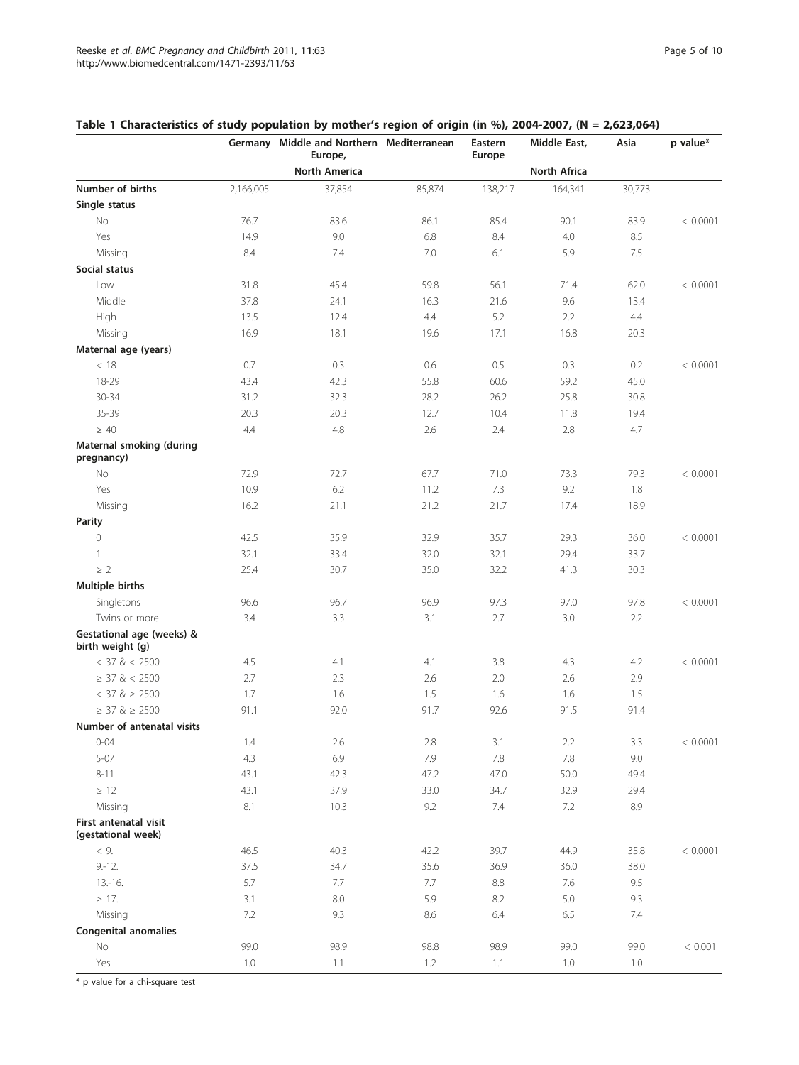**Table 1 Characteristics of study population by mother's region of origin (in %), 2004-2007, (N = 2,623,064)**

| | Germany | Middle and Northern Europe, North America | Mediterranean | Eastern Europe | Middle East, North Africa | Asia | p value* |
|---|---|---|---|---|---|---|---|
| **Number of births** | 2,166,005 | 37,854 | 85,874 | 138,217 | 164,341 | 30,773 | |
| **Single status** | | | | | | | |
| No | 76.7 | 83.6 | 86.1 | 85.4 | 90.1 | 83.9 | < 0.0001 |
| Yes | 14.9 | 9.0 | 6.8 | 8.4 | 4.0 | 8.5 | |
| Missing | 8.4 | 7.4 | 7.0 | 6.1 | 5.9 | 7.5 | |
| **Social status** | | | | | | | |
| Low | 31.8 | 45.4 | 59.8 | 56.1 | 71.4 | 62.0 | < 0.0001 |
| Middle | 37.8 | 24.1 | 16.3 | 21.6 | 9.6 | 13.4 | |
| High | 13.5 | 12.4 | 4.4 | 5.2 | 2.2 | 4.4 | |
| Missing | 16.9 | 18.1 | 19.6 | 17.1 | 16.8 | 20.3 | |
| **Maternal age (years)** | | | | | | | |
| < 18 | 0.7 | 0.3 | 0.6 | 0.5 | 0.3 | 0.2 | < 0.0001 |
| 18-29 | 43.4 | 42.3 | 55.8 | 60.6 | 59.2 | 45.0 | |
| 30-34 | 31.2 | 32.3 | 28.2 | 26.2 | 25.8 | 30.8 | |
| 35-39 | 20.3 | 20.3 | 12.7 | 10.4 | 11.8 | 19.4 | |
| ≥ 40 | 4.4 | 4.8 | 2.6 | 2.4 | 2.8 | 4.7 | |
| **Maternal smoking (during pregnancy)** | | | | | | | |
| No | 72.9 | 72.7 | 67.7 | 71.0 | 73.3 | 79.3 | < 0.0001 |
| Yes | 10.9 | 6.2 | 11.2 | 7.3 | 9.2 | 1.8 | |
| Missing | 16.2 | 21.1 | 21.2 | 21.7 | 17.4 | 18.9 | |
| **Parity** | | | | | | | |
| 0 | 42.5 | 35.9 | 32.9 | 35.7 | 29.3 | 36.0 | < 0.0001 |
| 1 | 32.1 | 33.4 | 32.0 | 32.1 | 29.4 | 33.7 | |
| ≥ 2 | 25.4 | 30.7 | 35.0 | 32.2 | 41.3 | 30.3 | |
| **Multiple births** | | | | | | | |
| Singletons | 96.6 | 96.7 | 96.9 | 97.3 | 97.0 | 97.8 | < 0.0001 |
| Twins or more | 3.4 | 3.3 | 3.1 | 2.7 | 3.0 | 2.2 | |
| **Gestational age (weeks) & birth weight (g)** | | | | | | | |
| < 37 & < 2500 | 4.5 | 4.1 | 4.1 | 3.8 | 4.3 | 4.2 | < 0.0001 |
| ≥ 37 & < 2500 | 2.7 | 2.3 | 2.6 | 2.0 | 2.6 | 2.9 | |
| < 37 & ≥ 2500 | 1.7 | 1.6 | 1.5 | 1.6 | 1.6 | 1.5 | |
| ≥ 37 & ≥ 2500 | 91.1 | 92.0 | 91.7 | 92.6 | 91.5 | 91.4 | |
| **Number of antenatal visits** | | | | | | | |
| 0-04 | 1.4 | 2.6 | 2.8 | 3.1 | 2.2 | 3.3 | < 0.0001 |
| 5-07 | 4.3 | 6.9 | 7.9 | 7.8 | 7.8 | 9.0 | |
| 8-11 | 43.1 | 42.3 | 47.2 | 47.0 | 50.0 | 49.4 | |
| ≥ 12 | 43.1 | 37.9 | 33.0 | 34.7 | 32.9 | 29.4 | |
| Missing | 8.1 | 10.3 | 9.2 | 7.4 | 7.2 | 8.9 | |
| **First antenatal visit (gestational week)** | | | | | | | |
| < 9. | 46.5 | 40.3 | 42.2 | 39.7 | 44.9 | 35.8 | < 0.0001 |
| 9.-12. | 37.5 | 34.7 | 35.6 | 36.9 | 36.0 | 38.0 | |
| 13.-16. | 5.7 | 7.7 | 7.7 | 8.8 | 7.6 | 9.5 | |
| ≥ 17. | 3.1 | 8.0 | 5.9 | 8.2 | 5.0 | 9.3 | |
| Missing | 7.2 | 9.3 | 8.6 | 6.4 | 6.5 | 7.4 | |
| **Congenital anomalies** | | | | | | | |
| No | 99.0 | 98.9 | 98.8 | 98.9 | 99.0 | 99.0 | < 0.001 |
| Yes | 1.0 | 1.1 | 1.2 | 1.1 | 1.0 | 1.0 | |

* p value for a chi-square test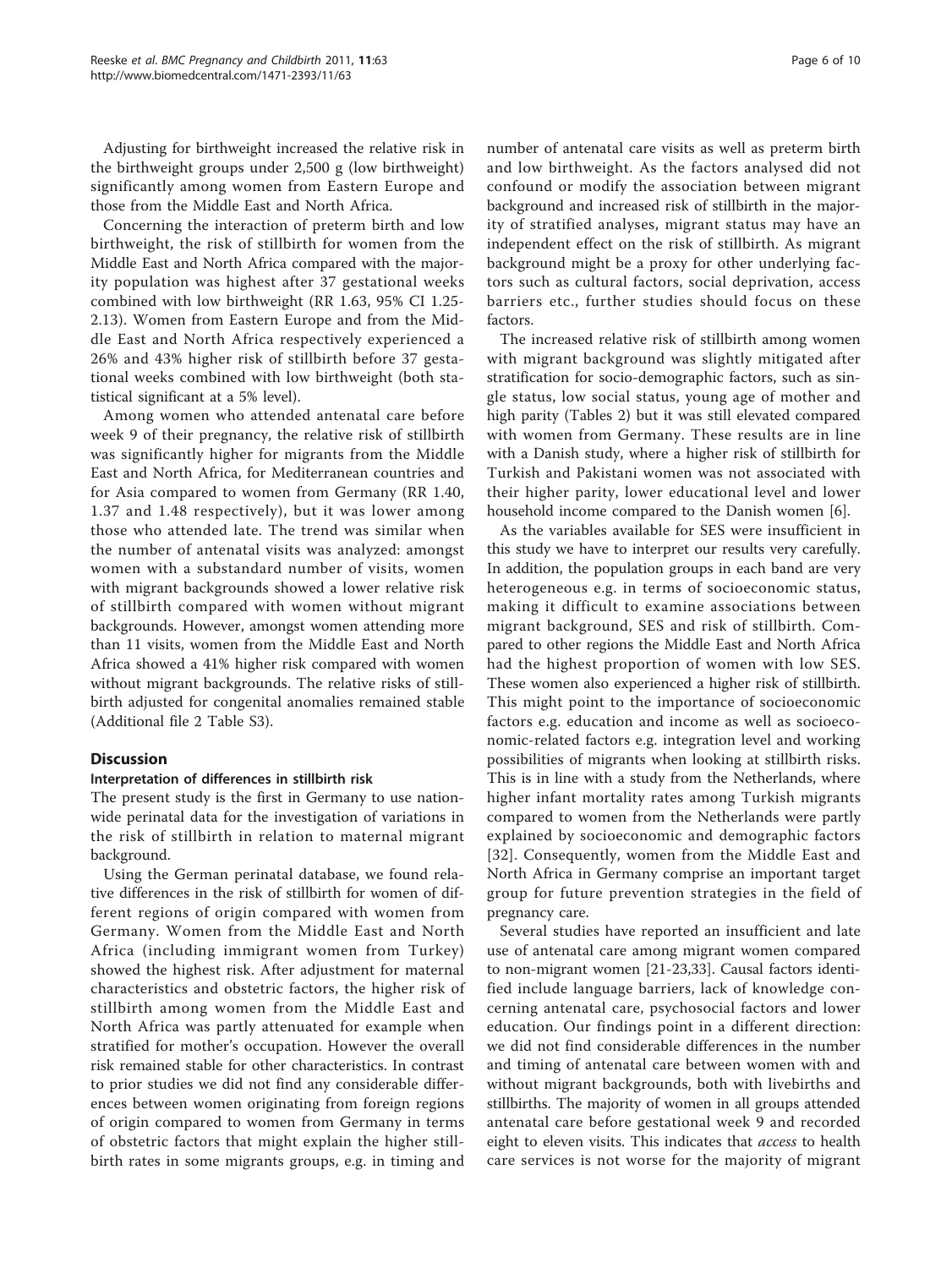Adjusting for birthweight increased the relative risk in the birthweight groups under 2,500 g (low birthweight) significantly among women from Eastern Europe and those from the Middle East and North Africa.

Concerning the interaction of preterm birth and low birthweight, the risk of stillbirth for women from the Middle East and North Africa compared with the majority population was highest after 37 gestational weeks combined with low birthweight (RR 1.63, 95% CI 1.25-2.13). Women from Eastern Europe and from the Middle East and North Africa respectively experienced a 26% and 43% higher risk of stillbirth before 37 gestational weeks combined with low birthweight (both statistical significant at a 5% level).

Among women who attended antenatal care before week 9 of their pregnancy, the relative risk of stillbirth was significantly higher for migrants from the Middle East and North Africa, for Mediterranean countries and for Asia compared to women from Germany (RR 1.40, 1.37 and 1.48 respectively), but it was lower among those who attended late. The trend was similar when the number of antenatal visits was analyzed: amongst women with a substandard number of visits, women with migrant backgrounds showed a lower relative risk of stillbirth compared with women without migrant backgrounds. However, amongst women attending more than 11 visits, women from the Middle East and North Africa showed a 41% higher risk compared with women without migrant backgrounds. The relative risks of stillbirth adjusted for congenital anomalies remained stable (Additional file 2 Table S3).

## Discussion

### Interpretation of differences in stillbirth risk

The present study is the first in Germany to use nationwide perinatal data for the investigation of variations in the risk of stillbirth in relation to maternal migrant background.

Using the German perinatal database, we found relative differences in the risk of stillbirth for women of different regions of origin compared with women from Germany. Women from the Middle East and North Africa (including immigrant women from Turkey) showed the highest risk. After adjustment for maternal characteristics and obstetric factors, the higher risk of stillbirth among women from the Middle East and North Africa was partly attenuated for example when stratified for mother's occupation. However the overall risk remained stable for other characteristics. In contrast to prior studies we did not find any considerable differences between women originating from foreign regions of origin compared to women from Germany in terms of obstetric factors that might explain the higher stillbirth rates in some migrants groups, e.g. in timing and number of antenatal care visits as well as preterm birth and low birthweight. As the factors analysed did not confound or modify the association between migrant background and increased risk of stillbirth in the majority of stratified analyses, migrant status may have an independent effect on the risk of stillbirth. As migrant background might be a proxy for other underlying factors such as cultural factors, social deprivation, access barriers etc., further studies should focus on these factors.

The increased relative risk of stillbirth among women with migrant background was slightly mitigated after stratification for socio-demographic factors, such as single status, low social status, young age of mother and high parity (Tables 2) but it was still elevated compared with women from Germany. These results are in line with a Danish study, where a higher risk of stillbirth for Turkish and Pakistani women was not associated with their higher parity, lower educational level and lower household income compared to the Danish women [6].

As the variables available for SES were insufficient in this study we have to interpret our results very carefully. In addition, the population groups in each band are very heterogeneous e.g. in terms of socioeconomic status, making it difficult to examine associations between migrant background, SES and risk of stillbirth. Compared to other regions the Middle East and North Africa had the highest proportion of women with low SES. These women also experienced a higher risk of stillbirth. This might point to the importance of socioeconomic factors e.g. education and income as well as socioeconomic-related factors e.g. integration level and working possibilities of migrants when looking at stillbirth risks. This is in line with a study from the Netherlands, where higher infant mortality rates among Turkish migrants compared to women from the Netherlands were partly explained by socioeconomic and demographic factors [32]. Consequently, women from the Middle East and North Africa in Germany comprise an important target group for future prevention strategies in the field of pregnancy care.

Several studies have reported an insufficient and late use of antenatal care among migrant women compared to non-migrant women [21-23,33]. Causal factors identified include language barriers, lack of knowledge concerning antenatal care, psychosocial factors and lower education. Our findings point in a different direction: we did not find considerable differences in the number and timing of antenatal care between women with and without migrant backgrounds, both with livebirths and stillbirths. The majority of women in all groups attended antenatal care before gestational week 9 and recorded eight to eleven visits. This indicates that *access* to health care services is not worse for the majority of migrant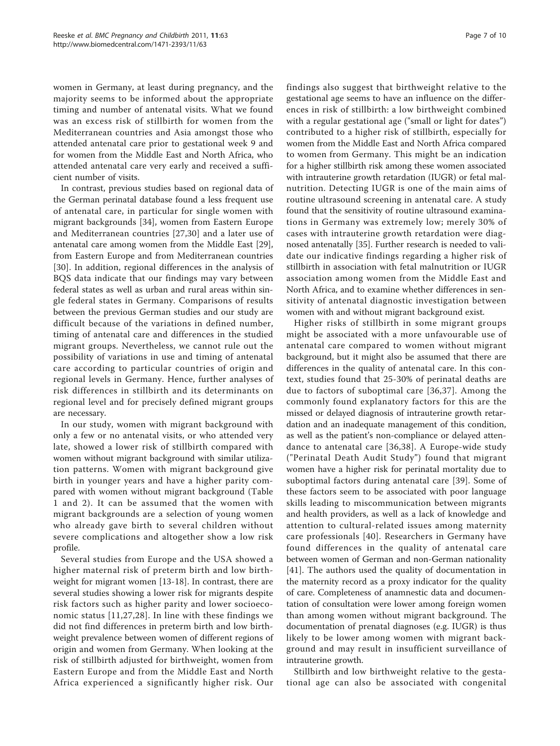women in Germany, at least during pregnancy, and the majority seems to be informed about the appropriate timing and number of antenatal visits. What we found was an excess risk of stillbirth for women from the Mediterranean countries and Asia amongst those who attended antenatal care prior to gestational week 9 and for women from the Middle East and North Africa, who attended antenatal care very early and received a sufficient number of visits.

In contrast, previous studies based on regional data of the German perinatal database found a less frequent use of antenatal care, in particular for single women with migrant backgrounds [34], women from Eastern Europe and Mediterranean countries [27,30] and a later use of antenatal care among women from the Middle East [29], from Eastern Europe and from Mediterranean countries [30]. In addition, regional differences in the analysis of BQS data indicate that our findings may vary between federal states as well as urban and rural areas within single federal states in Germany. Comparisons of results between the previous German studies and our study are difficult because of the variations in defined number, timing of antenatal care and differences in the studied migrant groups. Nevertheless, we cannot rule out the possibility of variations in use and timing of antenatal care according to particular countries of origin and regional levels in Germany. Hence, further analyses of risk differences in stillbirth and its determinants on regional level and for precisely defined migrant groups are necessary.

In our study, women with migrant background with only a few or no antenatal visits, or who attended very late, showed a lower risk of stillbirth compared with women without migrant background with similar utilization patterns. Women with migrant background give birth in younger years and have a higher parity compared with women without migrant background (Table 1 and 2). It can be assumed that the women with migrant backgrounds are a selection of young women who already gave birth to several children without severe complications and altogether show a low risk profile.

Several studies from Europe and the USA showed a higher maternal risk of preterm birth and low birthweight for migrant women [13-18]. In contrast, there are several studies showing a lower risk for migrants despite risk factors such as higher parity and lower socioeconomic status [11,27,28]. In line with these findings we did not find differences in preterm birth and low birthweight prevalence between women of different regions of origin and women from Germany. When looking at the risk of stillbirth adjusted for birthweight, women from Eastern Europe and from the Middle East and North Africa experienced a significantly higher risk. Our findings also suggest that birthweight relative to the gestational age seems to have an influence on the differences in risk of stillbirth: a low birthweight combined with a regular gestational age ("small or light for dates") contributed to a higher risk of stillbirth, especially for women from the Middle East and North Africa compared to women from Germany. This might be an indication for a higher stillbirth risk among these women associated with intrauterine growth retardation (IUGR) or fetal malnutrition. Detecting IUGR is one of the main aims of routine ultrasound screening in antenatal care. A study found that the sensitivity of routine ultrasound examinations in Germany was extremely low; merely 30% of cases with intrauterine growth retardation were diagnosed antenatally [35]. Further research is needed to validate our indicative findings regarding a higher risk of stillbirth in association with fetal malnutrition or IUGR association among women from the Middle East and North Africa, and to examine whether differences in sensitivity of antenatal diagnostic investigation between women with and without migrant background exist.

Higher risks of stillbirth in some migrant groups might be associated with a more unfavourable use of antenatal care compared to women without migrant background, but it might also be assumed that there are differences in the quality of antenatal care. In this context, studies found that 25-30% of perinatal deaths are due to factors of suboptimal care [36,37]. Among the commonly found explanatory factors for this are the missed or delayed diagnosis of intrauterine growth retardation and an inadequate management of this condition, as well as the patient's non-compliance or delayed attendance to antenatal care [36,38]. A Europe-wide study ("Perinatal Death Audit Study") found that migrant women have a higher risk for perinatal mortality due to suboptimal factors during antenatal care [39]. Some of these factors seem to be associated with poor language skills leading to miscommunication between migrants and health providers, as well as a lack of knowledge and attention to cultural-related issues among maternity care professionals [40]. Researchers in Germany have found differences in the quality of antenatal care between women of German and non-German nationality [41]. The authors used the quality of documentation in the maternity record as a proxy indicator for the quality of care. Completeness of anamnestic data and documentation of consultation were lower among foreign women than among women without migrant background. The documentation of prenatal diagnoses (e.g. IUGR) is thus likely to be lower among women with migrant background and may result in insufficient surveillance of intrauterine growth.

Stillbirth and low birthweight relative to the gestational age can also be associated with congenital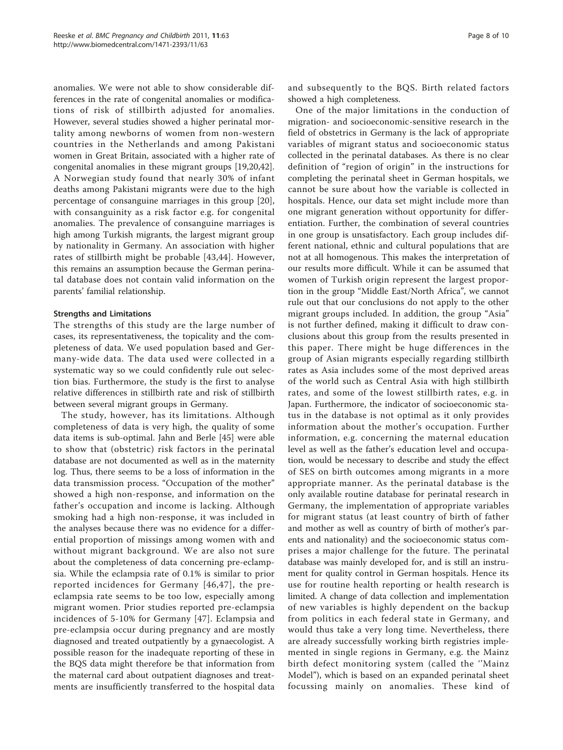anomalies. We were not able to show considerable differences in the rate of congenital anomalies or modifications of risk of stillbirth adjusted for anomalies. However, several studies showed a higher perinatal mortality among newborns of women from non-western countries in the Netherlands and among Pakistani women in Great Britain, associated with a higher rate of congenital anomalies in these migrant groups [19,20,42]. A Norwegian study found that nearly 30% of infant deaths among Pakistani migrants were due to the high percentage of consanguine marriages in this group [20], with consanguinity as a risk factor e.g. for congenital anomalies. The prevalence of consanguine marriages is high among Turkish migrants, the largest migrant group by nationality in Germany. An association with higher rates of stillbirth might be probable [43,44]. However, this remains an assumption because the German perinatal database does not contain valid information on the parents' familial relationship.

### Strengths and Limitations

The strengths of this study are the large number of cases, its representativeness, the topicality and the completeness of data. We used population based and Germany-wide data. The data used were collected in a systematic way so we could confidently rule out selection bias. Furthermore, the study is the first to analyse relative differences in stillbirth rate and risk of stillbirth between several migrant groups in Germany.

The study, however, has its limitations. Although completeness of data is very high, the quality of some data items is sub-optimal. Jahn and Berle [45] were able to show that (obstetric) risk factors in the perinatal database are not documented as well as in the maternity log. Thus, there seems to be a loss of information in the data transmission process. "Occupation of the mother" showed a high non-response, and information on the father's occupation and income is lacking. Although smoking had a high non-response, it was included in the analyses because there was no evidence for a differential proportion of missings among women with and without migrant background. We are also not sure about the completeness of data concerning pre-eclampsia. While the eclampsia rate of 0.1% is similar to prior reported incidences for Germany [46,47], the pre-eclampsia rate seems to be too low, especially among migrant women. Prior studies reported pre-eclampsia incidences of 5-10% for Germany [47]. Eclampsia and pre-eclampsia occur during pregnancy and are mostly diagnosed and treated outpatiently by a gynaecologist. A possible reason for the inadequate reporting of these in the BQS data might therefore be that information from the maternal card about outpatient diagnoses and treatments are insufficiently transferred to the hospital data and subsequently to the BQS. Birth related factors showed a high completeness.

One of the major limitations in the conduction of migration- and socioeconomic-sensitive research in the field of obstetrics in Germany is the lack of appropriate variables of migrant status and socioeconomic status collected in the perinatal databases. As there is no clear definition of "region of origin" in the instructions for completing the perinatal sheet in German hospitals, we cannot be sure about how the variable is collected in hospitals. Hence, our data set might include more than one migrant generation without opportunity for differentiation. Further, the combination of several countries in one group is unsatisfactory. Each group includes different national, ethnic and cultural populations that are not at all homogenous. This makes the interpretation of our results more difficult. While it can be assumed that women of Turkish origin represent the largest proportion in the group "Middle East/North Africa", we cannot rule out that our conclusions do not apply to the other migrant groups included. In addition, the group "Asia" is not further defined, making it difficult to draw conclusions about this group from the results presented in this paper. There might be huge differences in the group of Asian migrants especially regarding stillbirth rates as Asia includes some of the most deprived areas of the world such as Central Asia with high stillbirth rates, and some of the lowest stillbirth rates, e.g. in Japan. Furthermore, the indicator of socioeconomic status in the database is not optimal as it only provides information about the mother's occupation. Further information, e.g. concerning the maternal education level as well as the father's education level and occupation, would be necessary to describe and study the effect of SES on birth outcomes among migrants in a more appropriate manner. As the perinatal database is the only available routine database for perinatal research in Germany, the implementation of appropriate variables for migrant status (at least country of birth of father and mother as well as country of birth of mother's parents and nationality) and the socioeconomic status comprises a major challenge for the future. The perinatal database was mainly developed for, and is still an instrument for quality control in German hospitals. Hence its use for routine health reporting or health research is limited. A change of data collection and implementation of new variables is highly dependent on the backup from politics in each federal state in Germany, and would thus take a very long time. Nevertheless, there are already successfully working birth registries implemented in single regions in Germany, e.g. the Mainz birth defect monitoring system (called the ''Mainz Model"), which is based on an expanded perinatal sheet focussing mainly on anomalies. These kind of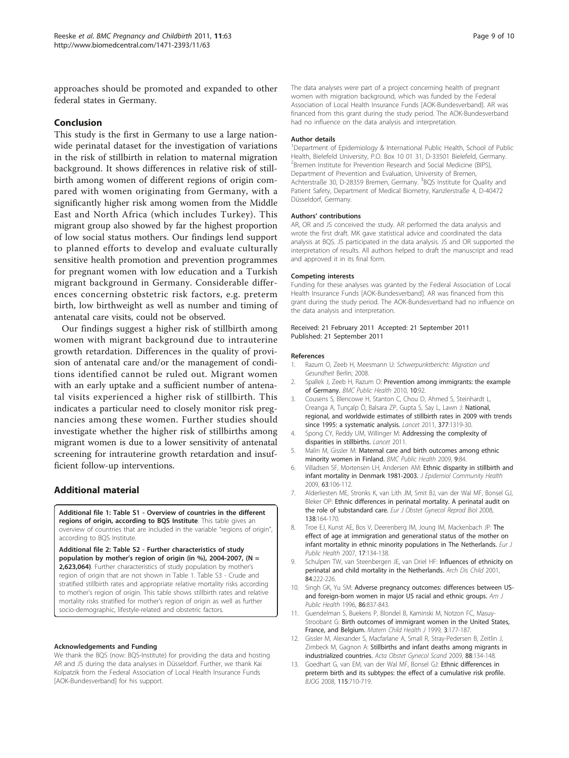approaches should be promoted and expanded to other federal states in Germany.

## Conclusion

This study is the first in Germany to use a large nationwide perinatal dataset for the investigation of variations in the risk of stillbirth in relation to maternal migration background. It shows differences in relative risk of stillbirth among women of different regions of origin compared with women originating from Germany, with a significantly higher risk among women from the Middle East and North Africa (which includes Turkey). This migrant group also showed by far the highest proportion of low social status mothers. Our findings lend support to planned efforts to develop and evaluate culturally sensitive health promotion and prevention programmes for pregnant women with low education and a Turkish migrant background in Germany. Considerable differences concerning obstetric risk factors, e.g. preterm birth, low birthweight as well as number and timing of antenatal care visits, could not be observed.

Our findings suggest a higher risk of stillbirth among women with migrant background due to intrauterine growth retardation. Differences in the quality of provision of antenatal care and/or the management of conditions identified cannot be ruled out. Migrant women with an early uptake and a sufficient number of antenatal visits experienced a higher risk of stillbirth. This indicates a particular need to closely monitor risk pregnancies among these women. Further studies should investigate whether the higher risk of stillbirths among migrant women is due to a lower sensitivity of antenatal screening for intrauterine growth retardation and insufficient follow-up interventions.

## Additional material

**Additional file 1: Table S1 - Overview of countries in the different regions of origin, according to BQS Institute**. This table gives an overview of countries that are included in the variable "regions of origin", according to BQS Institute.

**Additional file 2: Table S2 - Further characteristics of study population by mother's region of origin (in %), 2004-2007, (N = 2,623,064)**. Further characteristics of study population by mother's region of origin that are not shown in Table 1. Table S3 - Crude and stratified stillbirth rates and appropriate relative mortality risks according to mother's region of origin. This table shows stillbirth rates and relative mortality risks stratified for mother's region of origin as well as further socio-demographic, lifestyle-related and obstetric factors.

#### Acknowledgements and Funding

We thank the BQS (now: BQS-Institute) for providing the data and hosting AR and JS during the data analyses in Düsseldorf. Further, we thank Kai Kolpatzik from the Federal Association of Local Health Insurance Funds [AOK-Bundesverband] for his support.

The data analyses were part of a project concerning health of pregnant women with migration background, which was funded by the Federal Association of Local Health Insurance Funds [AOK-Bundesverband]. AR was financed from this grant during the study period. The AOK-Bundesverband had no influence on the data analysis and interpretation.

#### Author details

[1]Department of Epidemiology & International Public Health, School of Public Health, Bielefeld University, P.O. Box 10 01 31, D-33501 Bielefeld, Germany. [2]Bremen Institute for Prevention Research and Social Medicine (BIPS), Department of Prevention and Evaluation, University of Bremen, Achterstraße 30, D-28359 Bremen, Germany. [3]BQS Institute for Quality and Patient Safety, Department of Medical Biometry, Kanzlerstraße 4, D-40472 Düsseldorf, Germany.

#### Authors' contributions

AR, OR and JS conceived the study. AR performed the data analysis and wrote the first draft. MK gave statistical advice and coordinated the data analysis at BQS. JS participated in the data analysis. JS and OR supported the interpretation of results. All authors helped to draft the manuscript and read and approved it in its final form.

#### Competing interests

Funding for these analyses was granted by the Federal Association of Local Health Insurance Funds [AOK-Bundesverband]. AR was financed from this grant during the study period. The AOK-Bundesverband had no influence on the data analysis and interpretation.

Received: 21 February 2011 Accepted: 21 September 2011
Published: 21 September 2011

#### References

1. Razum O, Zeeb H, Meesmann U: *Schwerpunktbericht: Migration und Gesundheit* Berlin; 2008.
2. Spallek J, Zeeb H, Razum O: **Prevention among immigrants: the example of Germany.** *BMC Public Health* 2010, **10**:92.
3. Cousens S, Blencowe H, Stanton C, Chou D, Ahmed S, Steinhardt L, Creanga A, Tunçalp Ö, Balsara ZP, Gupta S, Say L, Lawn J: **National, regional, and worldwide estimates of stillbirth rates in 2009 with trends since 1995: a systematic analysis.** *Lancet* 2011, **377**:1319-30.
4. Spong CY, Reddy UM, Willinger M: **Addressing the complexity of disparities in stillbirths.** *Lancet* 2011.
5. Malin M, Gissler M: **Maternal care and birth outcomes among ethnic minority women in Finland.** *BMC Public Health* 2009, **9**:84.
6. Villadsen SF, Mortensen LH, Andersen AM: **Ethnic disparity in stillbirth and infant mortality in Denmark 1981-2003.** *J Epidemiol Community Health* 2009, **63**:106-112.
7. Alderliesten ME, Stronks K, van Lith JM, Smit BJ, van der Wal MF, Bonsel GJ, Bleker OP: **Ethnic differences in perinatal mortality. A perinatal audit on the role of substandard care.** *Eur J Obstet Gynecol Reprod Biol* 2008, **138**:164-170.
8. Troe EJ, Kunst AE, Bos V, Deerenberg IM, Joung IM, Mackenbach JP: **The effect of age at immigration and generational status of the mother on infant mortality in ethnic minority populations in The Netherlands.** *Eur J Public Health* 2007, **17**:134-138.
9. Schulpen TW, van Steenbergen JE, van Driel HF: **Influences of ethnicity on perinatal and child mortality in the Netherlands.** *Arch Dis Child* 2001, **84**:222-226.
10. Singh GK, Yu SM: **Adverse pregnancy outcomes: differences between US- and foreign-born women in major US racial and ethnic groups.** *Am J Public Health* 1996, **86**:837-843.
11. Guendelman S, Buekens P, Blondel B, Kaminski M, Notzon FC, Masuy-Stroobant G: **Birth outcomes of immigrant women in the United States, France, and Belgium.** *Matern Child Health J* 1999, **3**:177-187.
12. Gissler M, Alexander S, Macfarlane A, Small R, Stray-Pedersen B, Zeitlin J, Zimbeck M, Gagnon A: **Stillbirths and infant deaths among migrants in industrialized countries.** *Acta Obstet Gynecol Scand* 2009, **88**:134-148.
13. Goedhart G, van EM, van der Wal MF, Bonsel GJ: **Ethnic differences in preterm birth and its subtypes: the effect of a cumulative risk profile.** *BJOG* 2008, **115**:710-719.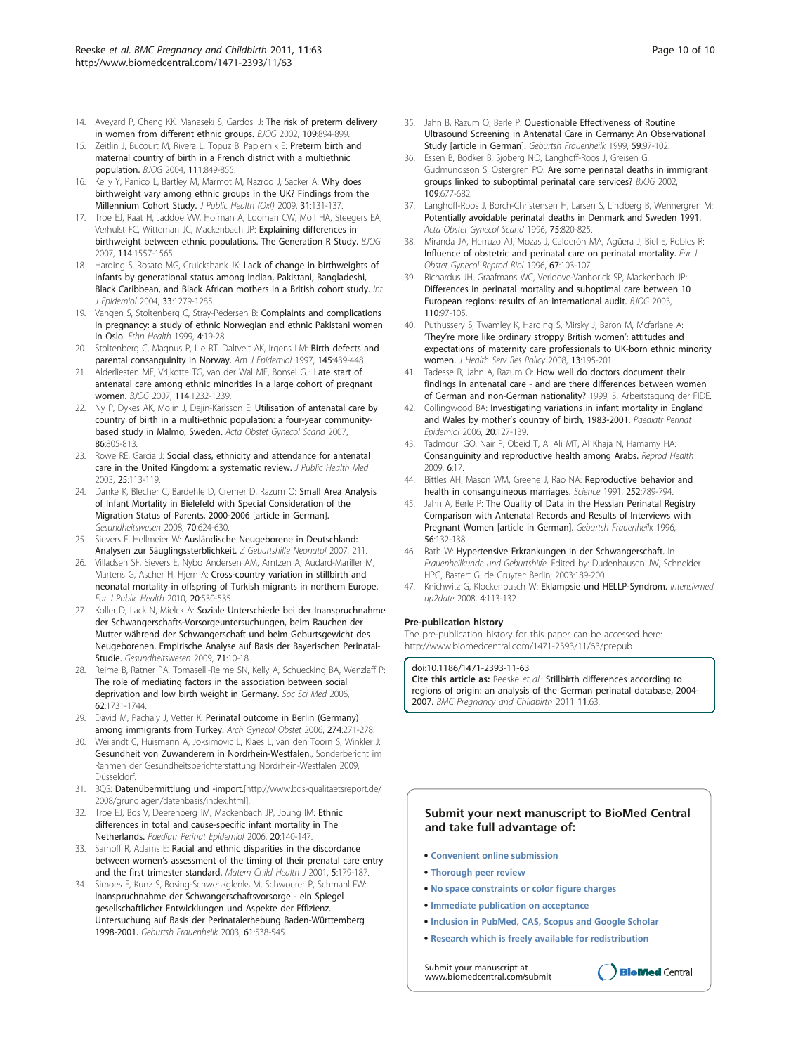14. Aveyard P, Cheng KK, Manaseki S, Gardosi J: **The risk of preterm delivery in women from different ethnic groups.** *BJOG* 2002, **109**:894-899.
15. Zeitlin J, Bucourt M, Rivera L, Topuz B, Papiernik E: **Preterm birth and maternal country of birth in a French district with a multiethnic population.** *BJOG* 2004, **111**:849-855.
16. Kelly Y, Panico L, Bartley M, Marmot M, Nazroo J, Sacker A: **Why does birthweight vary among ethnic groups in the UK? Findings from the Millennium Cohort Study.** *J Public Health (Oxf)* 2009, **31**:131-137.
17. Troe EJ, Raat H, Jaddoe VW, Hofman A, Looman CW, Moll HA, Steegers EA, Verhulst FC, Witteman JC, Mackenbach JP: **Explaining differences in birthweight between ethnic populations. The Generation R Study.** *BJOG* 2007, **114**:1557-1565.
18. Harding S, Rosato MG, Cruickshank JK: **Lack of change in birthweights of infants by generational status among Indian, Pakistani, Bangladeshi, Black Caribbean, and Black African mothers in a British cohort study.** *Int J Epidemiol* 2004, **33**:1279-1285.
19. Vangen S, Stoltenberg C, Stray-Pedersen B: **Complaints and complications in pregnancy: a study of ethnic Norwegian and ethnic Pakistani women in Oslo.** *Ethn Health* 1999, **4**:19-28.
20. Stoltenberg C, Magnus P, Lie RT, Daltveit AK, Irgens LM: **Birth defects and parental consanguinity in Norway.** *Am J Epidemiol* 1997, **145**:439-448.
21. Alderliesten ME, Vrijkotte TG, van der Wal MF, Bonsel GJ: **Late start of antenatal care among ethnic minorities in a large cohort of pregnant women.** *BJOG* 2007, **114**:1232-1239.
22. Ny P, Dykes AK, Molin J, Dejin-Karlsson E: **Utilisation of antenatal care by country of birth in a multi-ethnic population: a four-year community-based study in Malmo, Sweden.** *Acta Obstet Gynecol Scand* 2007, **86**:805-813.
23. Rowe RE, Garcia J: **Social class, ethnicity and attendance for antenatal care in the United Kingdom: a systematic review.** *J Public Health Med* 2003, **25**:113-119.
24. Danke K, Blecher C, Bardehle D, Cremer D, Razum O: **Small Area Analysis of Infant Mortality in Bielefeld with Special Consideration of the Migration Status of Parents, 2000-2006 [article in German].** *Gesundheitswesen* 2008, **70**:624-630.
25. Sievers E, Hellmeier W: **Ausländische Neugeborene in Deutschland: Analysen zur Säuglingssterblichkeit.** *Z Geburtshilfe Neonatol* 2007, 211.
26. Villadsen SF, Sievers E, Nybo Andersen AM, Arntzen A, Audard-Mariller M, Martens G, Ascher H, Hjern A: **Cross-country variation in stillbirth and neonatal mortality in offspring of Turkish migrants in northern Europe.** *Eur J Public Health* 2010, **20**:530-535.
27. Koller D, Lack N, Mielck A: **Soziale Unterschiede bei der Inanspruchnahme der Schwangerschafts-Vorsorgeuntersuchungen, beim Rauchen der Mutter während der Schwangerschaft und beim Geburtsgewicht des Neugeborenen. Empirische Analyse auf Basis der Bayerischen Perinatal-Studie.** *Gesundheitswesen* 2009, **71**:10-18.
28. Reime B, Ratner PA, Tomaselli-Reime SN, Kelly A, Schuecking BA, Wenzlaff P: **The role of mediating factors in the association between social deprivation and low birth weight in Germany.** *Soc Sci Med* 2006, **62**:1731-1744.
29. David M, Pachaly J, Vetter K: **Perinatal outcome in Berlin (Germany) among immigrants from Turkey.** *Arch Gynecol Obstet* 2006, **274**:271-278.
30. Weilandt C, Huismann A, Joksimovic L, Klaes L, van den Toorn S, Winkler J: **Gesundheit von Zuwanderern in Nordrhein-Westfalen.**, Sonderbericht im Rahmen der Gesundheitsberichterstattung Nordrhein-Westfalen 2009, Düsseldorf.
31. BQS: **Datenübermittlung und -import.**[http://www.bqs-qualitaetsreport.de/2008/grundlagen/datenbasis/index.html].
32. Troe EJ, Bos V, Deerenberg IM, Mackenbach JP, Joung IM: **Ethnic differences in total and cause-specific infant mortality in The Netherlands.** *Paediatr Perinat Epidemiol* 2006, **20**:140-147.
33. Sarnoff R, Adams E: **Racial and ethnic disparities in the discordance between women's assessment of the timing of their prenatal care entry and the first trimester standard.** *Matern Child Health J* 2001, **5**:179-187.
34. Simoes E, Kunz S, Bosing-Schwenkglenks M, Schwoerer P, Schmahl FW: **Inanspruchnahme der Schwangerschaftsvorsorge - ein Spiegel gesellschaftlicher Entwicklungen und Aspekte der Effizienz. Untersuchung auf Basis der Perinatalerhebung Baden-Württemberg 1998-2001.** *Geburtsh Frauenheilk* 2003, **61**:538-545.
35. Jahn B, Razum O, Berle P: **Questionable Effectiveness of Routine Ultrasound Screening in Antenatal Care in Germany: An Observational Study [article in German].** *Geburtsh Frauenheilk* 1999, **59**:97-102.
36. Essen B, Bödker B, Sjoberg NO, Langhoff-Roos J, Greisen G, Gudmundsson S, Ostergren PO: **Are some perinatal deaths in immigrant groups linked to suboptimal perinatal care services?** *BJOG* 2002, **109**:677-682.
37. Langhoff-Roos J, Borch-Christensen H, Larsen S, Lindberg B, Wennergren M: **Potentially avoidable perinatal deaths in Denmark and Sweden 1991.** *Acta Obstet Gynecol Scand* 1996, **75**:820-825.
38. Miranda JA, Herruzo AJ, Mozas J, Calderón MA, Agüera J, Biel E, Robles R: **Influence of obstetric and perinatal care on perinatal mortality.** *Eur J Obstet Gynecol Reprod Biol* 1996, **67**:103-107.
39. Richardus JH, Graafmans WC, Verloove-Vanhorick SP, Mackenbach JP: **Differences in perinatal mortality and suboptimal care between 10 European regions: results of an international audit.** *BJOG* 2003, **110**:97-105.
40. Puthussery S, Twamley K, Harding S, Mirsky J, Baron M, Mcfarlane A: **'They're more like ordinary stroppy British women': attitudes and expectations of maternity care professionals to UK-born ethnic minority women.** *J Health Serv Res Policy* 2008, **13**:195-201.
41. Tadesse R, Jahn A, Razum O: **How well do doctors document their findings in antenatal care - and are there differences between women of German and non-German nationality?** 1999, 5. Arbeitstagung der FIDE.
42. Collingwood BA: **Investigating variations in infant mortality in England and Wales by mother's country of birth, 1983-2001.** *Paediatr Perinat Epidemiol* 2006, **20**:127-139.
43. Tadmouri GO, Nair P, Obeid T, Al Ali MT, Al Khaja N, Hamamy HA: **Consanguinity and reproductive health among Arabs.** *Reprod Health* 2009, **6**:17.
44. Bittles AH, Mason WM, Greene J, Rao NA: **Reproductive behavior and health in consanguineous marriages.** *Science* 1991, **252**:789-794.
45. Jahn A, Berle P: **The Quality of Data in the Hessian Perinatal Registry Comparison with Antenatal Records and Results of Interviews with Pregnant Women [article in German].** *Geburtsh Frauenheilk* 1996, **56**:132-138.
46. Rath W: **Hypertensive Erkrankungen in der Schwangerschaft.** In *Frauenheilkunde und Geburtshilfe.* Edited by: Dudenhausen JW, Schneider HPG, Bastert G. de Gruyter: Berlin; 2003:189-200.
47. Knichwitz G, Klockenbusch W: **Eklampsie und HELLP-Syndrom.** *Intensivmed up2date* 2008, **4**:113-132.

**Pre-publication history**

The pre-publication history for this paper can be accessed here: http://www.biomedcentral.com/1471-2393/11/63/prepub

doi:10.1186/1471-2393-11-63

**Cite this article as:** Reeske *et al.*: Stillbirth differences according to regions of origin: an analysis of the German perinatal database, 2004-2007. *BMC Pregnancy and Childbirth* 2011 **11**:63.

**Submit your next manuscript to BioMed Central and take full advantage of:**

- Convenient online submission
- Thorough peer review
- No space constraints or color figure charges
- Immediate publication on acceptance
- Inclusion in PubMed, CAS, Scopus and Google Scholar
- Research which is freely available for redistribution

Submit your manuscript at www.biomedcentral.com/submit

BioMed Central